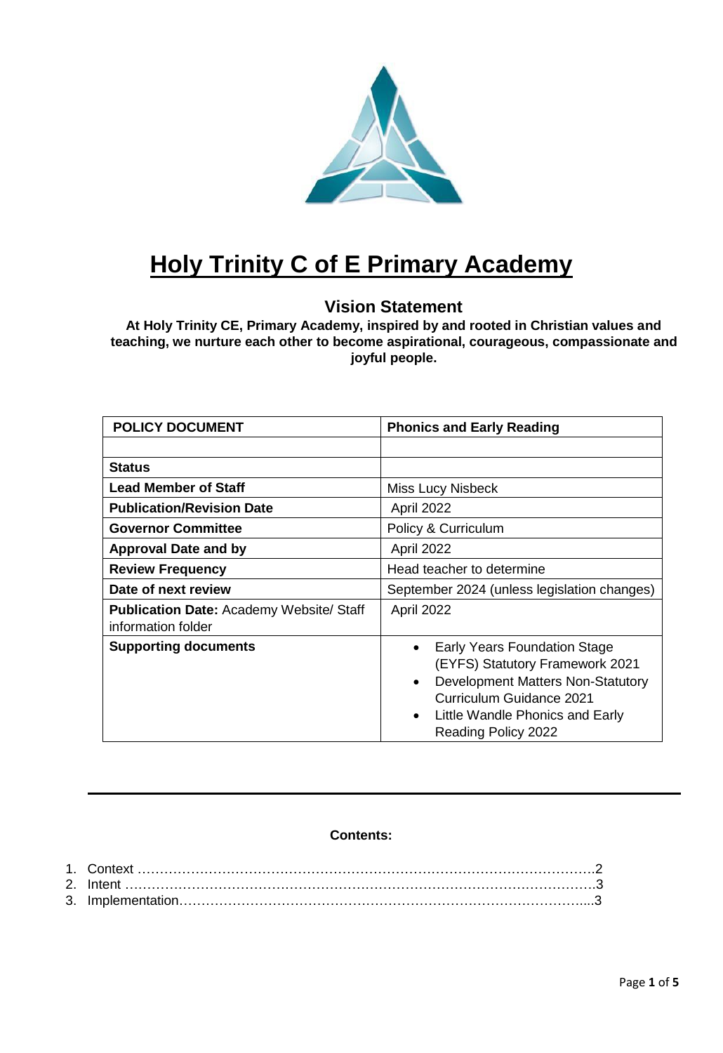# Holy Trinity C of E Primary Academy

## Vision Statement

**At Holy Trinity CE, Primary Academy, inspired by and rooted in Christian values and teaching, we nurture each other to become aspirational, courageous, compassionate and joyful people.**

| POLICY DOCUMENT | Phonics and Early Reading |
|---|---|
| | |
| **Status** | |
| **Lead Member of Staff** | Miss Lucy Nisbeck |
| **Publication/Revision Date** | April 2022 |
| **Governor Committee** | Policy & Curriculum |
| **Approval Date and by** | April 2022 |
| **Review Frequency** | Head teacher to determine |
| **Date of next review** | September 2024 (unless legislation changes) |
| **Publication Date:** Academy Website/ Staff information folder | April 2022 |
| **Supporting documents** | • Early Years Foundation Stage (EYFS) Statutory Framework 2021<br>• Development Matters Non-Statutory Curriculum Guidance 2021<br>• Little Wandle Phonics and Early Reading Policy 2022 |

**Contents:**

1. Context ……………………………………………………………………………………………2
2. Intent ………………………………………………………………………………………………3
3. Implementation…………………………………………………………………………………...3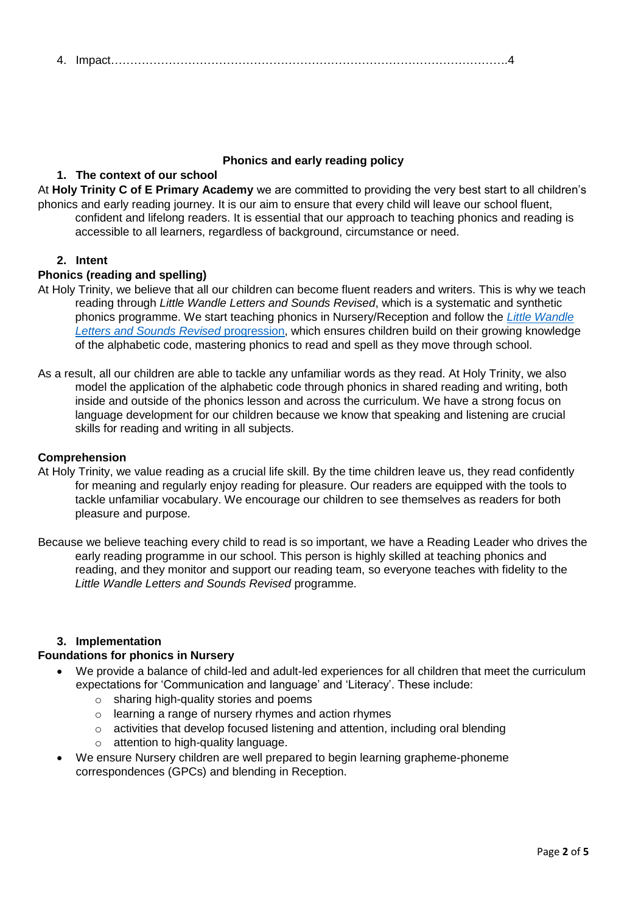4. Impact……………………………………………………………………………………….4

**Phonics and early reading policy**

## 1. The context of our school

At **Holy Trinity C of E Primary Academy** we are committed to providing the very best start to all children's phonics and early reading journey. It is our aim to ensure that every child will leave our school fluent, confident and lifelong readers. It is essential that our approach to teaching phonics and reading is accessible to all learners, regardless of background, circumstance or need.

## 2. Intent

### Phonics (reading and spelling)

At Holy Trinity, we believe that all our children can become fluent readers and writers. This is why we teach reading through *Little Wandle Letters and Sounds Revised*, which is a systematic and synthetic phonics programme. We start teaching phonics in Nursery/Reception and follow the *Little Wandle Letters and Sounds Revised* progression, which ensures children build on their growing knowledge of the alphabetic code, mastering phonics to read and spell as they move through school.

As a result, all our children are able to tackle any unfamiliar words as they read. At Holy Trinity, we also model the application of the alphabetic code through phonics in shared reading and writing, both inside and outside of the phonics lesson and across the curriculum. We have a strong focus on language development for our children because we know that speaking and listening are crucial skills for reading and writing in all subjects.

### Comprehension

At Holy Trinity, we value reading as a crucial life skill. By the time children leave us, they read confidently for meaning and regularly enjoy reading for pleasure. Our readers are equipped with the tools to tackle unfamiliar vocabulary. We encourage our children to see themselves as readers for both pleasure and purpose.

Because we believe teaching every child to read is so important, we have a Reading Leader who drives the early reading programme in our school. This person is highly skilled at teaching phonics and reading, and they monitor and support our reading team, so everyone teaches with fidelity to the *Little Wandle Letters and Sounds Revised* programme.

## 3. Implementation

### Foundations for phonics in Nursery

- We provide a balance of child-led and adult-led experiences for all children that meet the curriculum expectations for 'Communication and language' and 'Literacy'. These include:
    - sharing high-quality stories and poems
    - learning a range of nursery rhymes and action rhymes
    - activities that develop focused listening and attention, including oral blending
    - attention to high-quality language.
- We ensure Nursery children are well prepared to begin learning grapheme-phoneme correspondences (GPCs) and blending in Reception.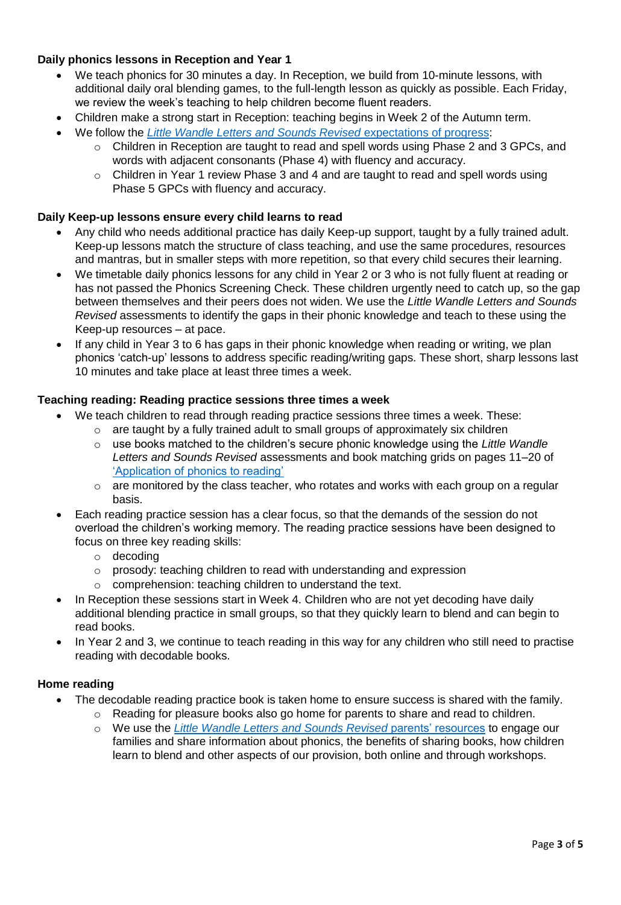**Daily phonics lessons in Reception and Year 1**

- We teach phonics for 30 minutes a day. In Reception, we build from 10-minute lessons, with additional daily oral blending games, to the full-length lesson as quickly as possible. Each Friday, we review the week's teaching to help children become fluent readers.
- Children make a strong start in Reception: teaching begins in Week 2 of the Autumn term.
- We follow the *Little Wandle Letters and Sounds Revised* expectations of progress:
    - Children in Reception are taught to read and spell words using Phase 2 and 3 GPCs, and words with adjacent consonants (Phase 4) with fluency and accuracy.
    - Children in Year 1 review Phase 3 and 4 and are taught to read and spell words using Phase 5 GPCs with fluency and accuracy.

**Daily Keep-up lessons ensure every child learns to read**

- Any child who needs additional practice has daily Keep-up support, taught by a fully trained adult. Keep-up lessons match the structure of class teaching, and use the same procedures, resources and mantras, but in smaller steps with more repetition, so that every child secures their learning.
- We timetable daily phonics lessons for any child in Year 2 or 3 who is not fully fluent at reading or has not passed the Phonics Screening Check. These children urgently need to catch up, so the gap between themselves and their peers does not widen. We use the *Little Wandle Letters and Sounds Revised* assessments to identify the gaps in their phonic knowledge and teach to these using the Keep-up resources – at pace.
- If any child in Year 3 to 6 has gaps in their phonic knowledge when reading or writing, we plan phonics 'catch-up' lessons to address specific reading/writing gaps. These short, sharp lessons last 10 minutes and take place at least three times a week.

**Teaching reading: Reading practice sessions three times a week**

- We teach children to read through reading practice sessions three times a week. These:
    - are taught by a fully trained adult to small groups of approximately six children
    - use books matched to the children's secure phonic knowledge using the *Little Wandle Letters and Sounds Revised* assessments and book matching grids on pages 11–20 of 'Application of phonics to reading'
    - are monitored by the class teacher, who rotates and works with each group on a regular basis.
- Each reading practice session has a clear focus, so that the demands of the session do not overload the children's working memory. The reading practice sessions have been designed to focus on three key reading skills:
    - decoding
    - prosody: teaching children to read with understanding and expression
    - comprehension: teaching children to understand the text.
- In Reception these sessions start in Week 4. Children who are not yet decoding have daily additional blending practice in small groups, so that they quickly learn to blend and can begin to read books.
- In Year 2 and 3, we continue to teach reading in this way for any children who still need to practise reading with decodable books.

**Home reading**

- The decodable reading practice book is taken home to ensure success is shared with the family.
    - Reading for pleasure books also go home for parents to share and read to children.
    - We use the *Little Wandle Letters and Sounds Revised* parents' resources to engage our families and share information about phonics, the benefits of sharing books, how children learn to blend and other aspects of our provision, both online and through workshops.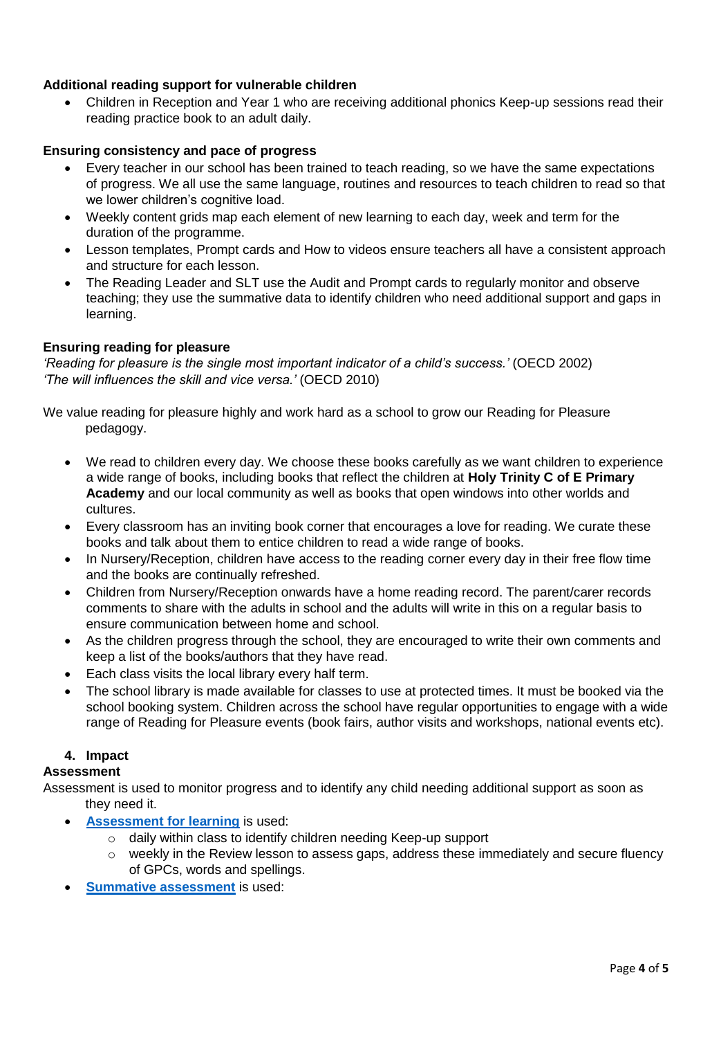**Additional reading support for vulnerable children**

- Children in Reception and Year 1 who are receiving additional phonics Keep-up sessions read their reading practice book to an adult daily.

**Ensuring consistency and pace of progress**

- Every teacher in our school has been trained to teach reading, so we have the same expectations of progress. We all use the same language, routines and resources to teach children to read so that we lower children's cognitive load.
- Weekly content grids map each element of new learning to each day, week and term for the duration of the programme.
- Lesson templates, Prompt cards and How to videos ensure teachers all have a consistent approach and structure for each lesson.
- The Reading Leader and SLT use the Audit and Prompt cards to regularly monitor and observe teaching; they use the summative data to identify children who need additional support and gaps in learning.

**Ensuring reading for pleasure**

*'Reading for pleasure is the single most important indicator of a child's success.'* (OECD 2002)
*'The will influences the skill and vice versa.'* (OECD 2010)

We value reading for pleasure highly and work hard as a school to grow our Reading for Pleasure pedagogy.

- We read to children every day. We choose these books carefully as we want children to experience a wide range of books, including books that reflect the children at **Holy Trinity C of E Primary Academy** and our local community as well as books that open windows into other worlds and cultures.
- Every classroom has an inviting book corner that encourages a love for reading. We curate these books and talk about them to entice children to read a wide range of books.
- In Nursery/Reception, children have access to the reading corner every day in their free flow time and the books are continually refreshed.
- Children from Nursery/Reception onwards have a home reading record. The parent/carer records comments to share with the adults in school and the adults will write in this on a regular basis to ensure communication between home and school.
- As the children progress through the school, they are encouraged to write their own comments and keep a list of the books/authors that they have read.
- Each class visits the local library every half term.
- The school library is made available for classes to use at protected times. It must be booked via the school booking system. Children across the school have regular opportunities to engage with a wide range of Reading for Pleasure events (book fairs, author visits and workshops, national events etc).

## 4. Impact

**Assessment**

Assessment is used to monitor progress and to identify any child needing additional support as soon as they need it.

- **Assessment for learning** is used:
  - daily within class to identify children needing Keep-up support
  - weekly in the Review lesson to assess gaps, address these immediately and secure fluency of GPCs, words and spellings.
- **Summative assessment** is used: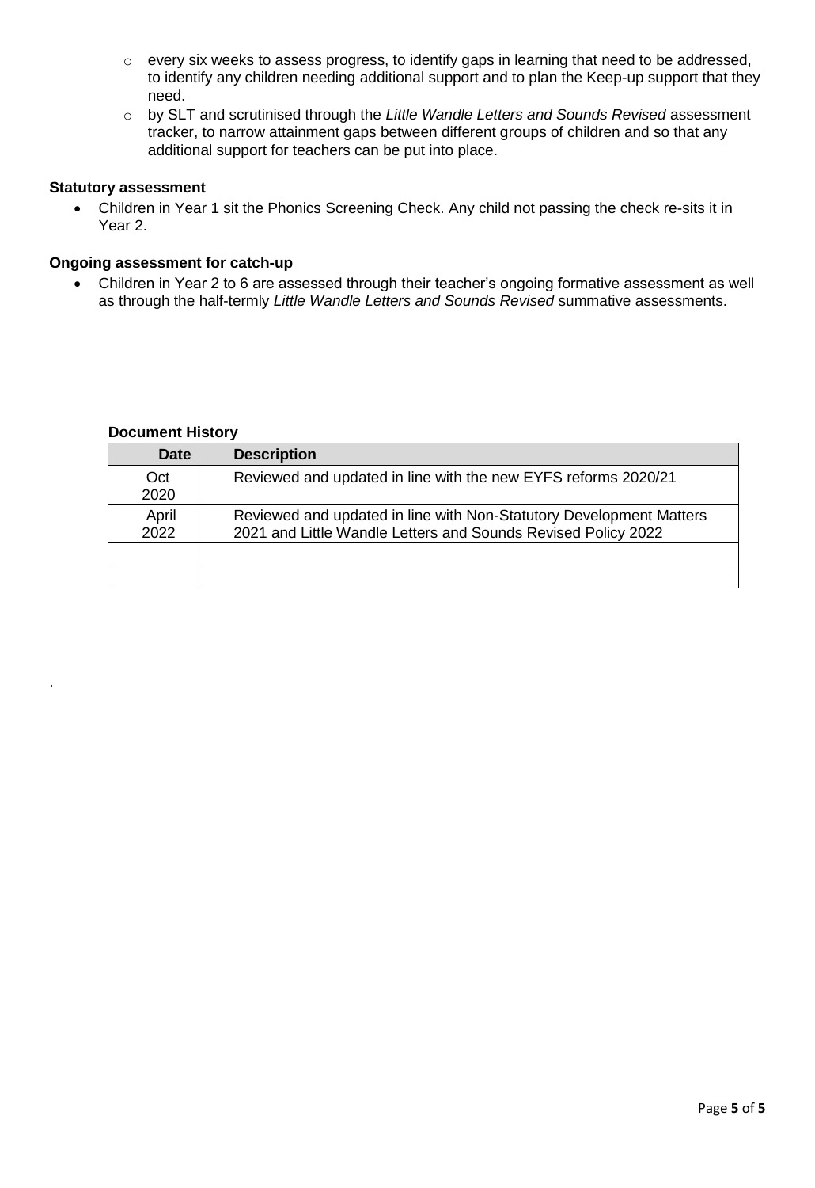- every six weeks to assess progress, to identify gaps in learning that need to be addressed, to identify any children needing additional support and to plan the Keep-up support that they need.
- by SLT and scrutinised through the *Little Wandle Letters and Sounds Revised* assessment tracker, to narrow attainment gaps between different groups of children and so that any additional support for teachers can be put into place.

**Statutory assessment**

- Children in Year 1 sit the Phonics Screening Check. Any child not passing the check re-sits it in Year 2.

**Ongoing assessment for catch-up**

- Children in Year 2 to 6 are assessed through their teacher's ongoing formative assessment as well as through the half-termly *Little Wandle Letters and Sounds Revised* summative assessments.

**Document History**

| Date | Description |
|---|---|
| Oct 2020 | Reviewed and updated in line with the new EYFS reforms 2020/21 |
| April 2022 | Reviewed and updated in line with Non-Statutory Development Matters 2021 and Little Wandle Letters and Sounds Revised Policy 2022 |
| | |
| | |

.